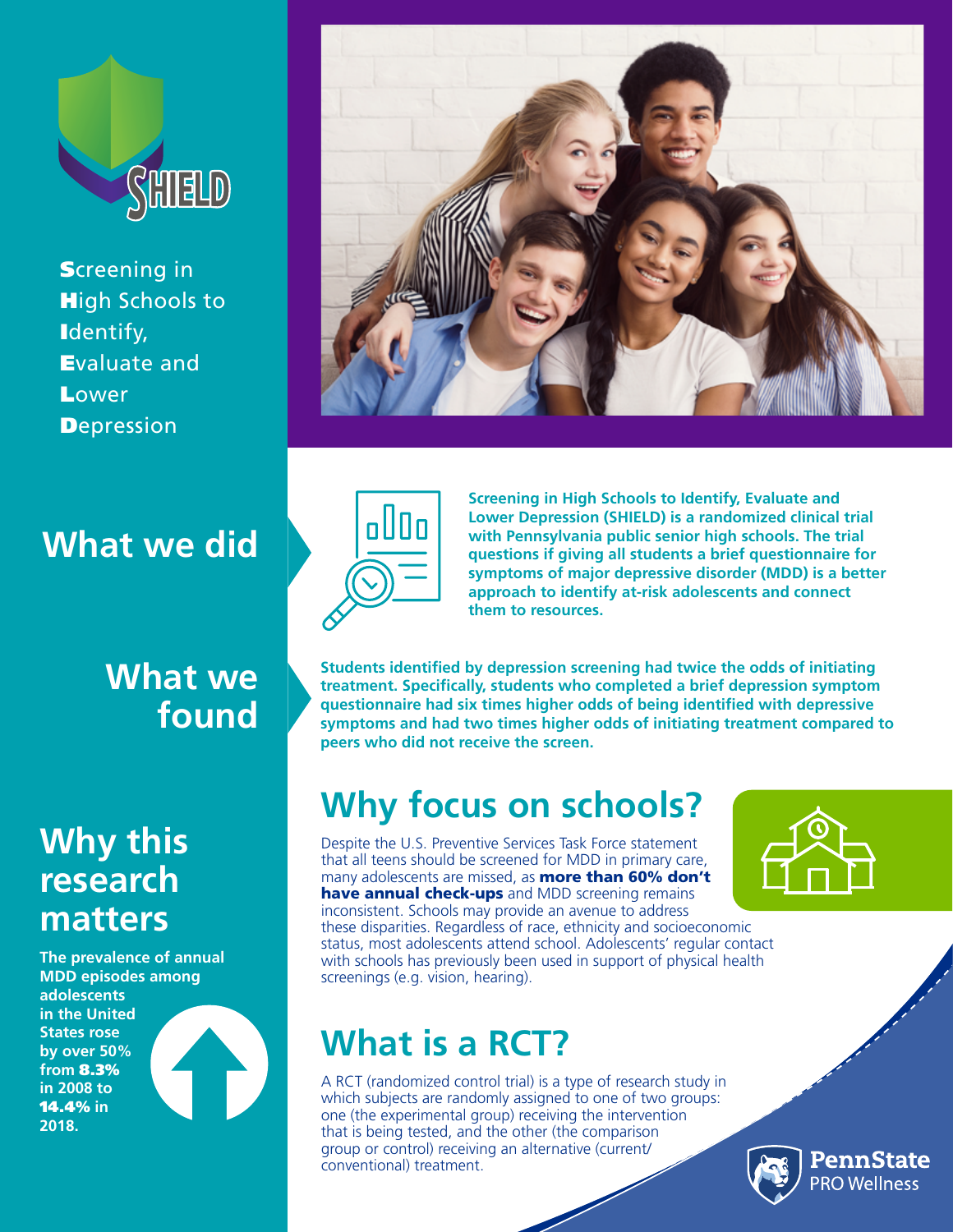# SHIELD

**S**creening in **H**igh Schools to **I**dentify, **E**valuate and **L**ower **D**epression

## What we did

**Screening in High Schools to Identify, Evaluate and Lower Depression (SHIELD) is a randomized clinical trial with Pennsylvania public senior high schools. The trial questions if giving all students a brief questionnaire for symptoms of major depressive disorder (MDD) is a better approach to identify at-risk adolescents and connect them to resources.**

## What we found

**Students identified by depression screening had twice the odds of initiating treatment. Specifically, students who completed a brief depression symptom questionnaire had six times higher odds of being identified with depressive symptoms and had two times higher odds of initiating treatment compared to peers who did not receive the screen.**

## Why this research matters

**The prevalence of annual MDD episodes among adolescents in the United States rose by over 50% from 8.3% in 2008 to 14.4% in 2018.**

## Why focus on schools?

Despite the U.S. Preventive Services Task Force statement that all teens should be screened for MDD in primary care, many adolescents are missed, as **more than 60% don't have annual check-ups** and MDD screening remains inconsistent. Schools may provide an avenue to address these disparities. Regardless of race, ethnicity and socioeconomic status, most adolescents attend school. Adolescents' regular contact with schools has previously been used in support of physical health screenings (e.g. vision, hearing).

## What is a RCT?

A RCT (randomized control trial) is a type of research study in which subjects are randomly assigned to one of two groups: one (the experimental group) receiving the intervention that is being tested, and the other (the comparison group or control) receiving an alternative (current/conventional) treatment.

PennState PRO Wellness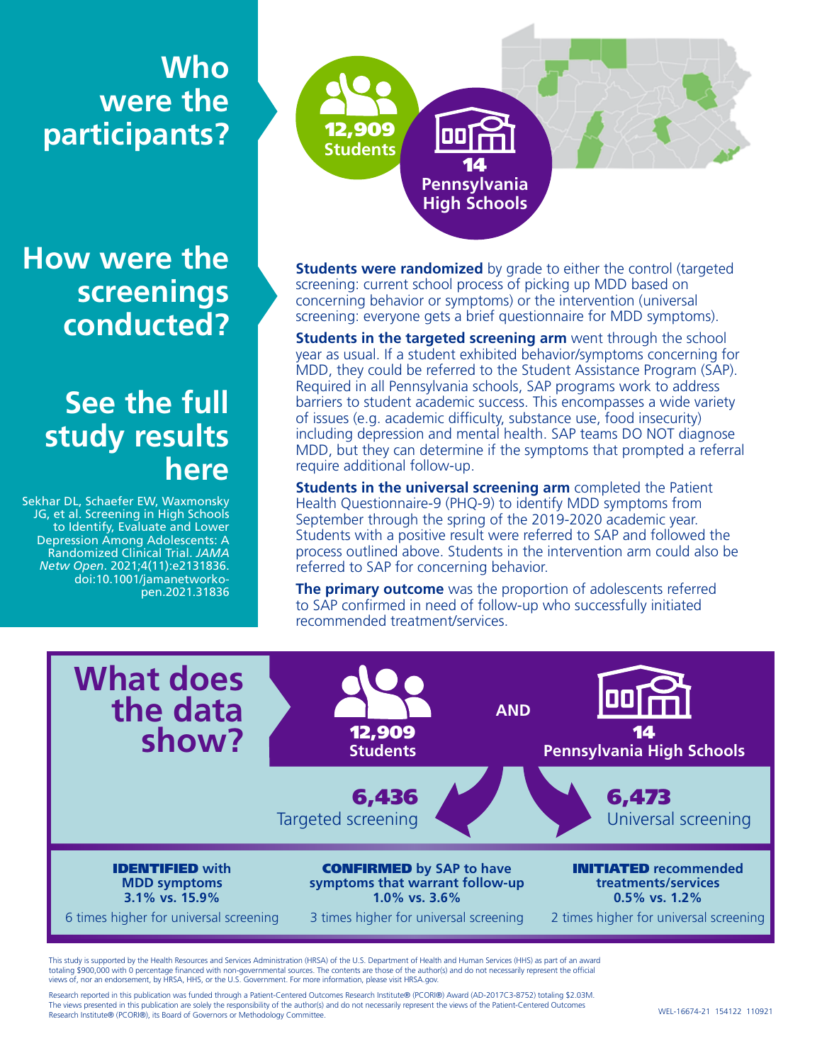## Who were the participants?

**12,909 Students**

**14 Pennsylvania High Schools**

## How were the screenings conducted?

**Students were randomized** by grade to either the control (targeted screening: current school process of picking up MDD based on concerning behavior or symptoms) or the intervention (universal screening: everyone gets a brief questionnaire for MDD symptoms).

**Students in the targeted screening arm** went through the school year as usual. If a student exhibited behavior/symptoms concerning for MDD, they could be referred to the Student Assistance Program (SAP). Required in all Pennsylvania schools, SAP programs work to address barriers to student academic success. This encompasses a wide variety of issues (e.g. academic difficulty, substance use, food insecurity) including depression and mental health. SAP teams DO NOT diagnose MDD, but they can determine if the symptoms that prompted a referral require additional follow-up.

**Students in the universal screening arm** completed the Patient Health Questionnaire-9 (PHQ-9) to identify MDD symptoms from September through the spring of the 2019-2020 academic year. Students with a positive result were referred to SAP and followed the process outlined above. Students in the intervention arm could also be referred to SAP for concerning behavior.

**The primary outcome** was the proportion of adolescents referred to SAP confirmed in need of follow-up who successfully initiated recommended treatment/services.

## See the full study results here

Sekhar DL, Schaefer EW, Waxmonsky JG, et al. Screening in High Schools to Identify, Evaluate and Lower Depression Among Adolescents: A Randomized Clinical Trial. *JAMA Netw Open*. 2021;4(11):e2131836. doi:10.1001/jamanetworkopen.2021.31836

## What does the data show?

**12,909 Students** AND **14 Pennsylvania High Schools**

**6,436** Targeted screening

**6,473** Universal screening

**IDENTIFIED with MDD symptoms**
**3.1% vs. 15.9%**
6 times higher for universal screening

**CONFIRMED by SAP to have symptoms that warrant follow-up**
**1.0% vs. 3.6%**
3 times higher for universal screening

**INITIATED recommended treatments/services**
**0.5% vs. 1.2%**
2 times higher for universal screening

This study is supported by the Health Resources and Services Administration (HRSA) of the U.S. Department of Health and Human Services (HHS) as part of an award totaling $900,000 with 0 percentage financed with non-governmental sources. The contents are those of the author(s) and do not necessarily represent the official views of, nor an endorsement, by HRSA, HHS, or the U.S. Government. For more information, please visit HRSA.gov.

Research reported in this publication was funded through a Patient-Centered Outcomes Research Institute® (PCORI®) Award (AD-2017C3-8752) totaling $2.03M. The views presented in this publication are solely the responsibility of the author(s) and do not necessarily represent the views of the Patient-Centered Outcomes Research Institute® (PCORI®), its Board of Governors or Methodology Committee.

WEL-16674-21 154122 110921